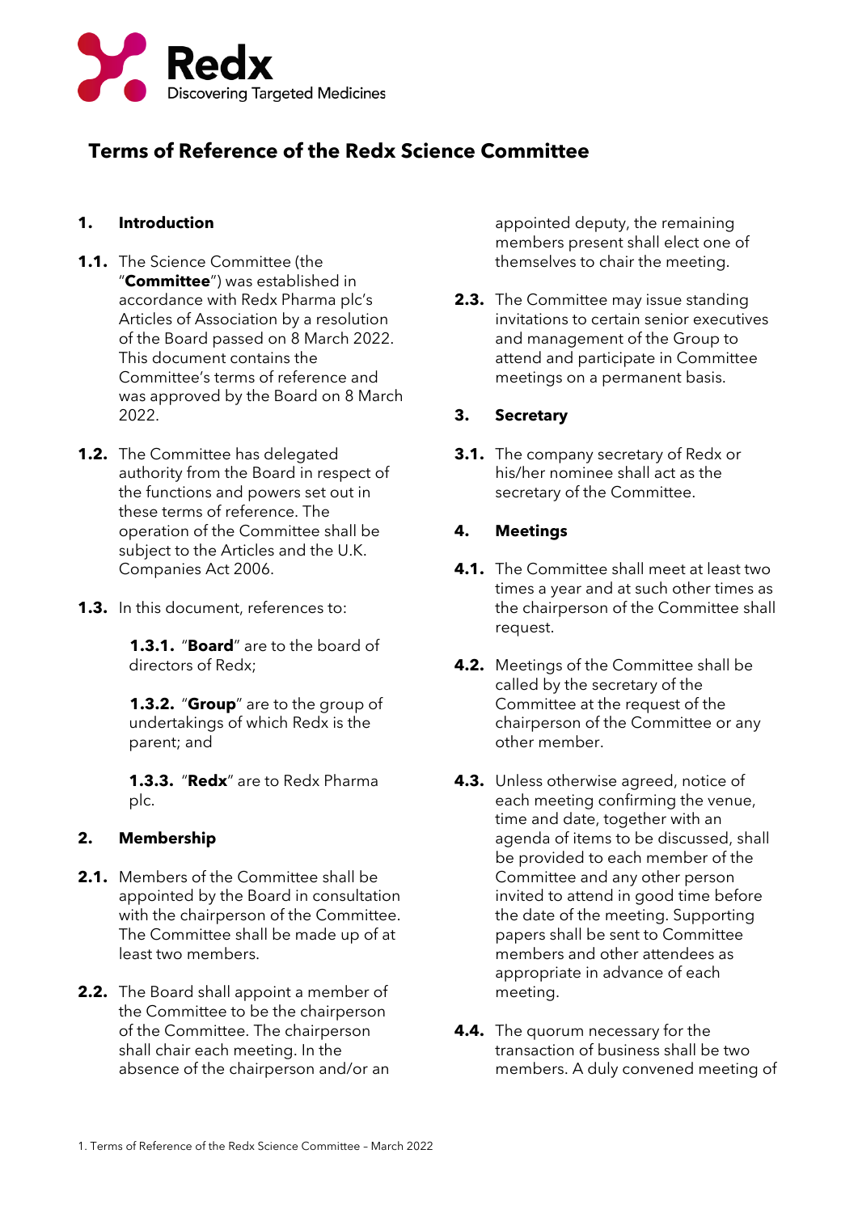# Terms of Reference of the Redx Science Committee

## 1. Introduction

**1.1.** The Science Committee (the "**Committee**") was established in accordance with Redx Pharma plc's Articles of Association by a resolution of the Board passed on 8 March 2022. This document contains the Committee's terms of reference and was approved by the Board on 8 March 2022.

**1.2.** The Committee has delegated authority from the Board in respect of the functions and powers set out in these terms of reference. The operation of the Committee shall be subject to the Articles and the U.K. Companies Act 2006.

**1.3.** In this document, references to:

**1.3.1.** "**Board**" are to the board of directors of Redx;

**1.3.2.** "**Group**" are to the group of undertakings of which Redx is the parent; and

**1.3.3.** "**Redx**" are to Redx Pharma plc.

## 2. Membership

**2.1.** Members of the Committee shall be appointed by the Board in consultation with the chairperson of the Committee. The Committee shall be made up of at least two members.

**2.2.** The Board shall appoint a member of the Committee to be the chairperson of the Committee. The chairperson shall chair each meeting. In the absence of the chairperson and/or an appointed deputy, the remaining members present shall elect one of themselves to chair the meeting.

**2.3.** The Committee may issue standing invitations to certain senior executives and management of the Group to attend and participate in Committee meetings on a permanent basis.

## 3. Secretary

**3.1.** The company secretary of Redx or his/her nominee shall act as the secretary of the Committee.

## 4. Meetings

**4.1.** The Committee shall meet at least two times a year and at such other times as the chairperson of the Committee shall request.

**4.2.** Meetings of the Committee shall be called by the secretary of the Committee at the request of the chairperson of the Committee or any other member.

**4.3.** Unless otherwise agreed, notice of each meeting confirming the venue, time and date, together with an agenda of items to be discussed, shall be provided to each member of the Committee and any other person invited to attend in good time before the date of the meeting. Supporting papers shall be sent to Committee members and other attendees as appropriate in advance of each meeting.

**4.4.** The quorum necessary for the transaction of business shall be two members. A duly convened meeting of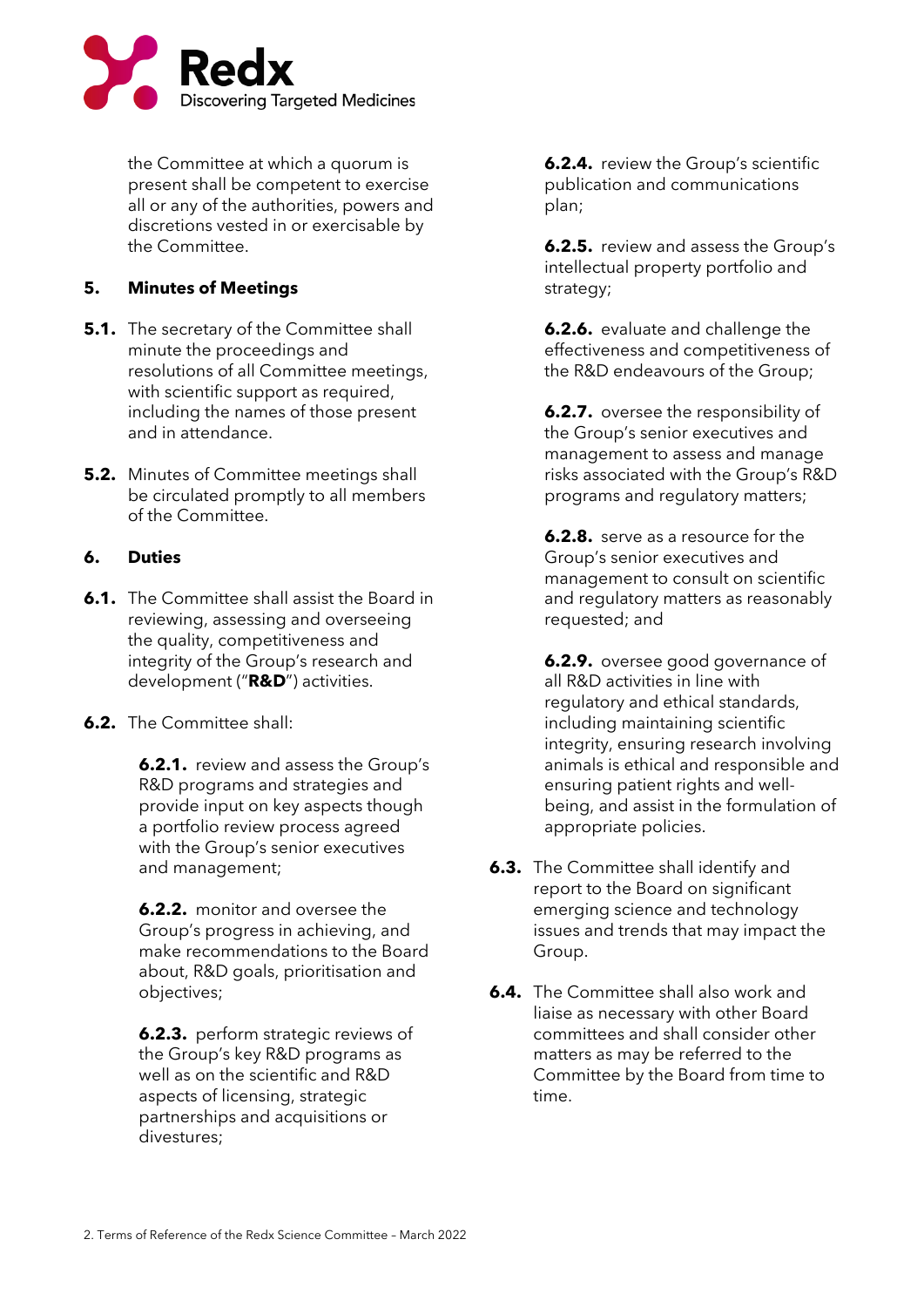the Committee at which a quorum is present shall be competent to exercise all or any of the authorities, powers and discretions vested in or exercisable by the Committee.

## 5. Minutes of Meetings

**5.1.** The secretary of the Committee shall minute the proceedings and resolutions of all Committee meetings, with scientific support as required, including the names of those present and in attendance.

**5.2.** Minutes of Committee meetings shall be circulated promptly to all members of the Committee.

## 6. Duties

**6.1.** The Committee shall assist the Board in reviewing, assessing and overseeing the quality, competitiveness and integrity of the Group's research and development ("**R&D**") activities.

**6.2.** The Committee shall:

**6.2.1.** review and assess the Group's R&D programs and strategies and provide input on key aspects though a portfolio review process agreed with the Group's senior executives and management;

**6.2.2.** monitor and oversee the Group's progress in achieving, and make recommendations to the Board about, R&D goals, prioritisation and objectives;

**6.2.3.** perform strategic reviews of the Group's key R&D programs as well as on the scientific and R&D aspects of licensing, strategic partnerships and acquisitions or divestures;

**6.2.4.** review the Group's scientific publication and communications plan;

**6.2.5.** review and assess the Group's intellectual property portfolio and strategy;

**6.2.6.** evaluate and challenge the effectiveness and competitiveness of the R&D endeavours of the Group;

**6.2.7.** oversee the responsibility of the Group's senior executives and management to assess and manage risks associated with the Group's R&D programs and regulatory matters;

**6.2.8.** serve as a resource for the Group's senior executives and management to consult on scientific and regulatory matters as reasonably requested; and

**6.2.9.** oversee good governance of all R&D activities in line with regulatory and ethical standards, including maintaining scientific integrity, ensuring research involving animals is ethical and responsible and ensuring patient rights and well-being, and assist in the formulation of appropriate policies.

**6.3.** The Committee shall identify and report to the Board on significant emerging science and technology issues and trends that may impact the Group.

**6.4.** The Committee shall also work and liaise as necessary with other Board committees and shall consider other matters as may be referred to the Committee by the Board from time to time.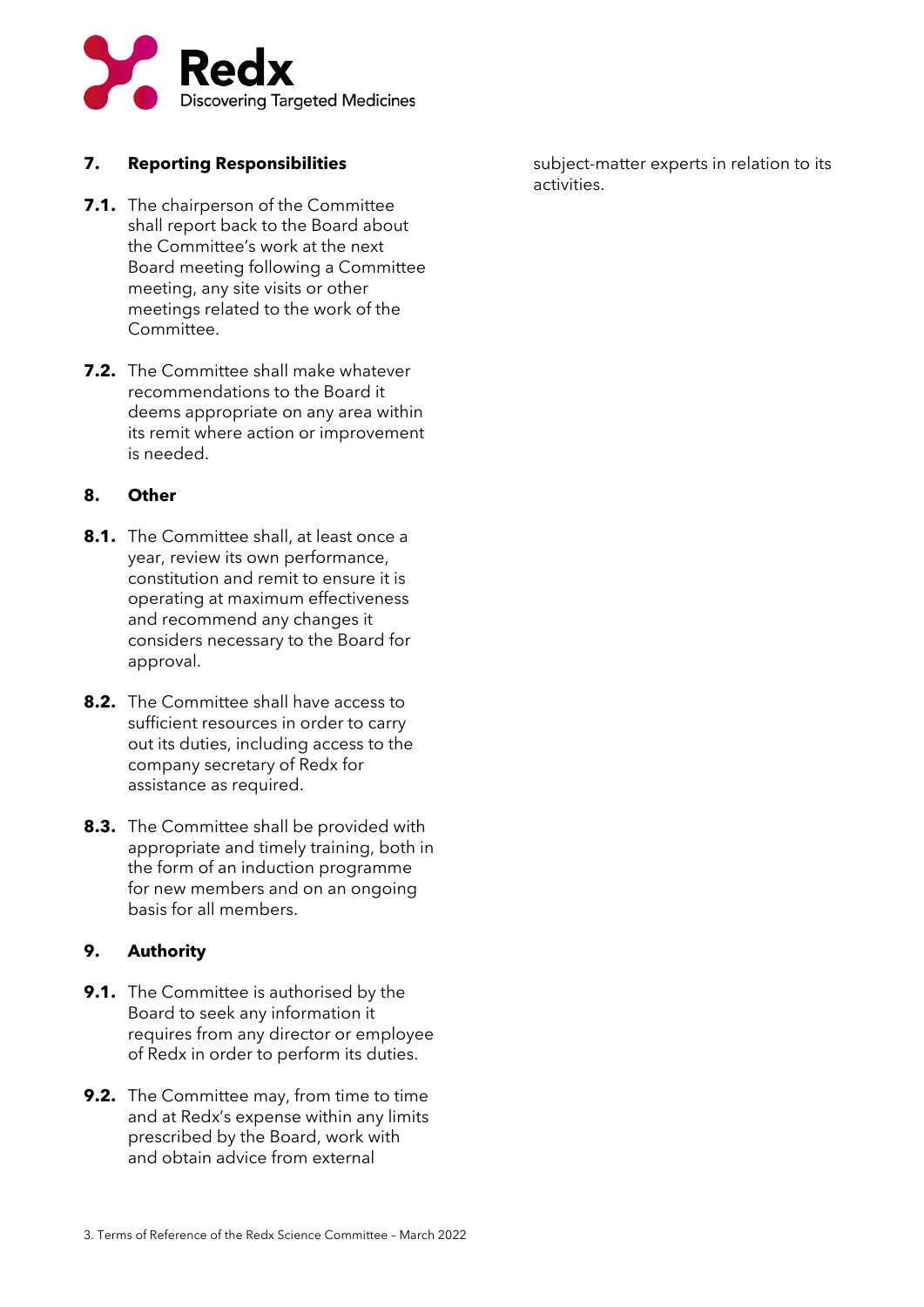## 7. Reporting Responsibilities

**7.1.** The chairperson of the Committee shall report back to the Board about the Committee's work at the next Board meeting following a Committee meeting, any site visits or other meetings related to the work of the Committee.

**7.2.** The Committee shall make whatever recommendations to the Board it deems appropriate on any area within its remit where action or improvement is needed.

## 8. Other

**8.1.** The Committee shall, at least once a year, review its own performance, constitution and remit to ensure it is operating at maximum effectiveness and recommend any changes it considers necessary to the Board for approval.

**8.2.** The Committee shall have access to sufficient resources in order to carry out its duties, including access to the company secretary of Redx for assistance as required.

**8.3.** The Committee shall be provided with appropriate and timely training, both in the form of an induction programme for new members and on an ongoing basis for all members.

## 9. Authority

**9.1.** The Committee is authorised by the Board to seek any information it requires from any director or employee of Redx in order to perform its duties.

**9.2.** The Committee may, from time to time and at Redx's expense within any limits prescribed by the Board, work with and obtain advice from external subject-matter experts in relation to its activities.